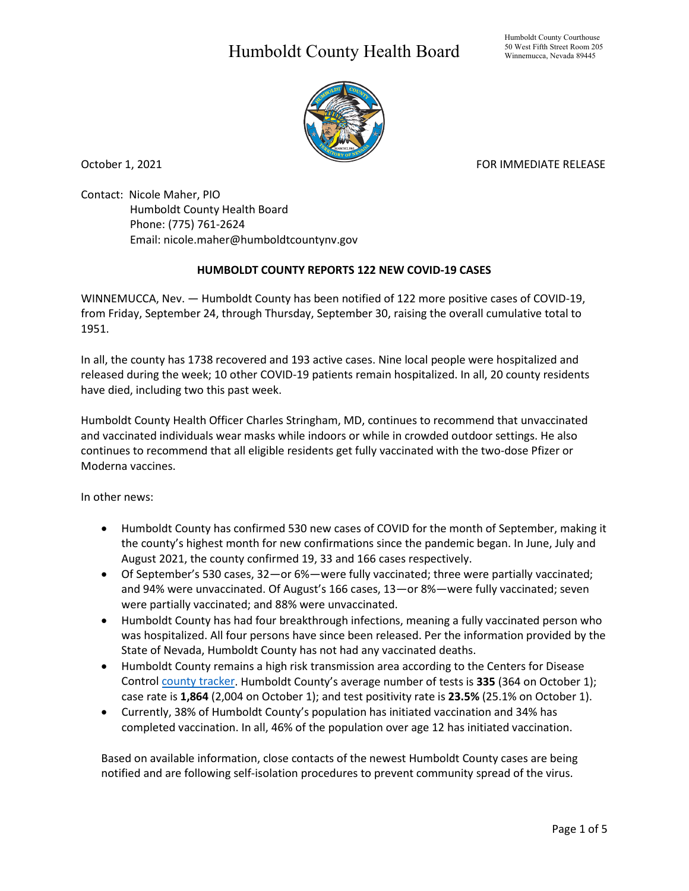# Humboldt County Health Board

Humboldt County Courthouse
50 West Fifth Street Room 205
Winnemucca, Nevada 89445

October 1, 2021 FOR IMMEDIATE RELEASE

Contact: Nicole Maher, PIO
Humboldt County Health Board
Phone: (775) 761-2624
Email: nicole.maher@humboldtcountynv.gov

**HUMBOLDT COUNTY REPORTS 122 NEW COVID-19 CASES**

WINNEMUCCA, Nev. — Humboldt County has been notified of 122 more positive cases of COVID-19, from Friday, September 24, through Thursday, September 30, raising the overall cumulative total to 1951.

In all, the county has 1738 recovered and 193 active cases. Nine local people were hospitalized and released during the week; 10 other COVID-19 patients remain hospitalized. In all, 20 county residents have died, including two this past week.

Humboldt County Health Officer Charles Stringham, MD, continues to recommend that unvaccinated and vaccinated individuals wear masks while indoors or while in crowded outdoor settings. He also continues to recommend that all eligible residents get fully vaccinated with the two-dose Pfizer or Moderna vaccines.

In other news:

- Humboldt County has confirmed 530 new cases of COVID for the month of September, making it the county's highest month for new confirmations since the pandemic began. In June, July and August 2021, the county confirmed 19, 33 and 166 cases respectively.
- Of September's 530 cases, 32—or 6%—were fully vaccinated; three were partially vaccinated; and 94% were unvaccinated. Of August's 166 cases, 13—or 8%—were fully vaccinated; seven were partially vaccinated; and 88% were unvaccinated.
- Humboldt County has had four breakthrough infections, meaning a fully vaccinated person who was hospitalized. All four persons have since been released. Per the information provided by the State of Nevada, Humboldt County has not had any vaccinated deaths.
- Humboldt County remains a high risk transmission area according to the Centers for Disease Control county tracker. Humboldt County's average number of tests is **335** (364 on October 1); case rate is **1,864** (2,004 on October 1); and test positivity rate is **23.5%** (25.1% on October 1).
- Currently, 38% of Humboldt County's population has initiated vaccination and 34% has completed vaccination. In all, 46% of the population over age 12 has initiated vaccination.

Based on available information, close contacts of the newest Humboldt County cases are being notified and are following self-isolation procedures to prevent community spread of the virus.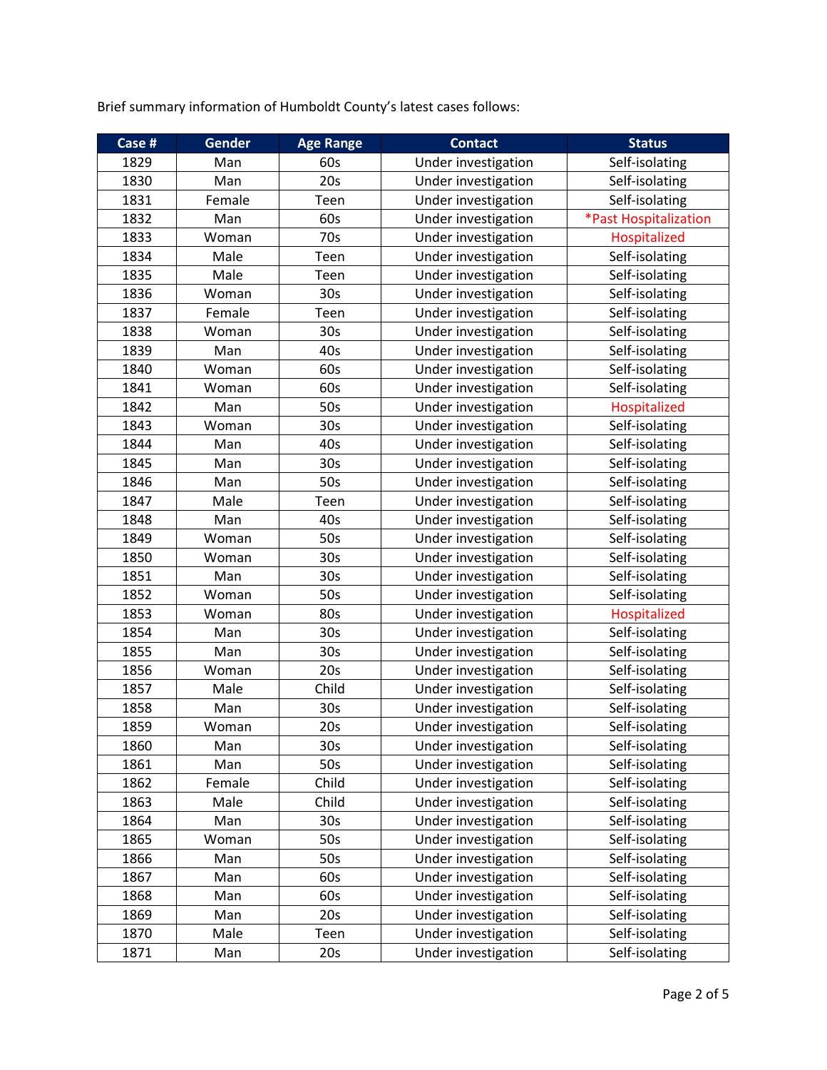Brief summary information of Humboldt County's latest cases follows:

| Case # | Gender | Age Range | Contact | Status |
|---|---|---|---|---|
| 1829 | Man | 60s | Under investigation | Self-isolating |
| 1830 | Man | 20s | Under investigation | Self-isolating |
| 1831 | Female | Teen | Under investigation | Self-isolating |
| 1832 | Man | 60s | Under investigation | *Past Hospitalization |
| 1833 | Woman | 70s | Under investigation | Hospitalized |
| 1834 | Male | Teen | Under investigation | Self-isolating |
| 1835 | Male | Teen | Under investigation | Self-isolating |
| 1836 | Woman | 30s | Under investigation | Self-isolating |
| 1837 | Female | Teen | Under investigation | Self-isolating |
| 1838 | Woman | 30s | Under investigation | Self-isolating |
| 1839 | Man | 40s | Under investigation | Self-isolating |
| 1840 | Woman | 60s | Under investigation | Self-isolating |
| 1841 | Woman | 60s | Under investigation | Self-isolating |
| 1842 | Man | 50s | Under investigation | Hospitalized |
| 1843 | Woman | 30s | Under investigation | Self-isolating |
| 1844 | Man | 40s | Under investigation | Self-isolating |
| 1845 | Man | 30s | Under investigation | Self-isolating |
| 1846 | Man | 50s | Under investigation | Self-isolating |
| 1847 | Male | Teen | Under investigation | Self-isolating |
| 1848 | Man | 40s | Under investigation | Self-isolating |
| 1849 | Woman | 50s | Under investigation | Self-isolating |
| 1850 | Woman | 30s | Under investigation | Self-isolating |
| 1851 | Man | 30s | Under investigation | Self-isolating |
| 1852 | Woman | 50s | Under investigation | Self-isolating |
| 1853 | Woman | 80s | Under investigation | Hospitalized |
| 1854 | Man | 30s | Under investigation | Self-isolating |
| 1855 | Man | 30s | Under investigation | Self-isolating |
| 1856 | Woman | 20s | Under investigation | Self-isolating |
| 1857 | Male | Child | Under investigation | Self-isolating |
| 1858 | Man | 30s | Under investigation | Self-isolating |
| 1859 | Woman | 20s | Under investigation | Self-isolating |
| 1860 | Man | 30s | Under investigation | Self-isolating |
| 1861 | Man | 50s | Under investigation | Self-isolating |
| 1862 | Female | Child | Under investigation | Self-isolating |
| 1863 | Male | Child | Under investigation | Self-isolating |
| 1864 | Man | 30s | Under investigation | Self-isolating |
| 1865 | Woman | 50s | Under investigation | Self-isolating |
| 1866 | Man | 50s | Under investigation | Self-isolating |
| 1867 | Man | 60s | Under investigation | Self-isolating |
| 1868 | Man | 60s | Under investigation | Self-isolating |
| 1869 | Man | 20s | Under investigation | Self-isolating |
| 1870 | Male | Teen | Under investigation | Self-isolating |
| 1871 | Man | 20s | Under investigation | Self-isolating |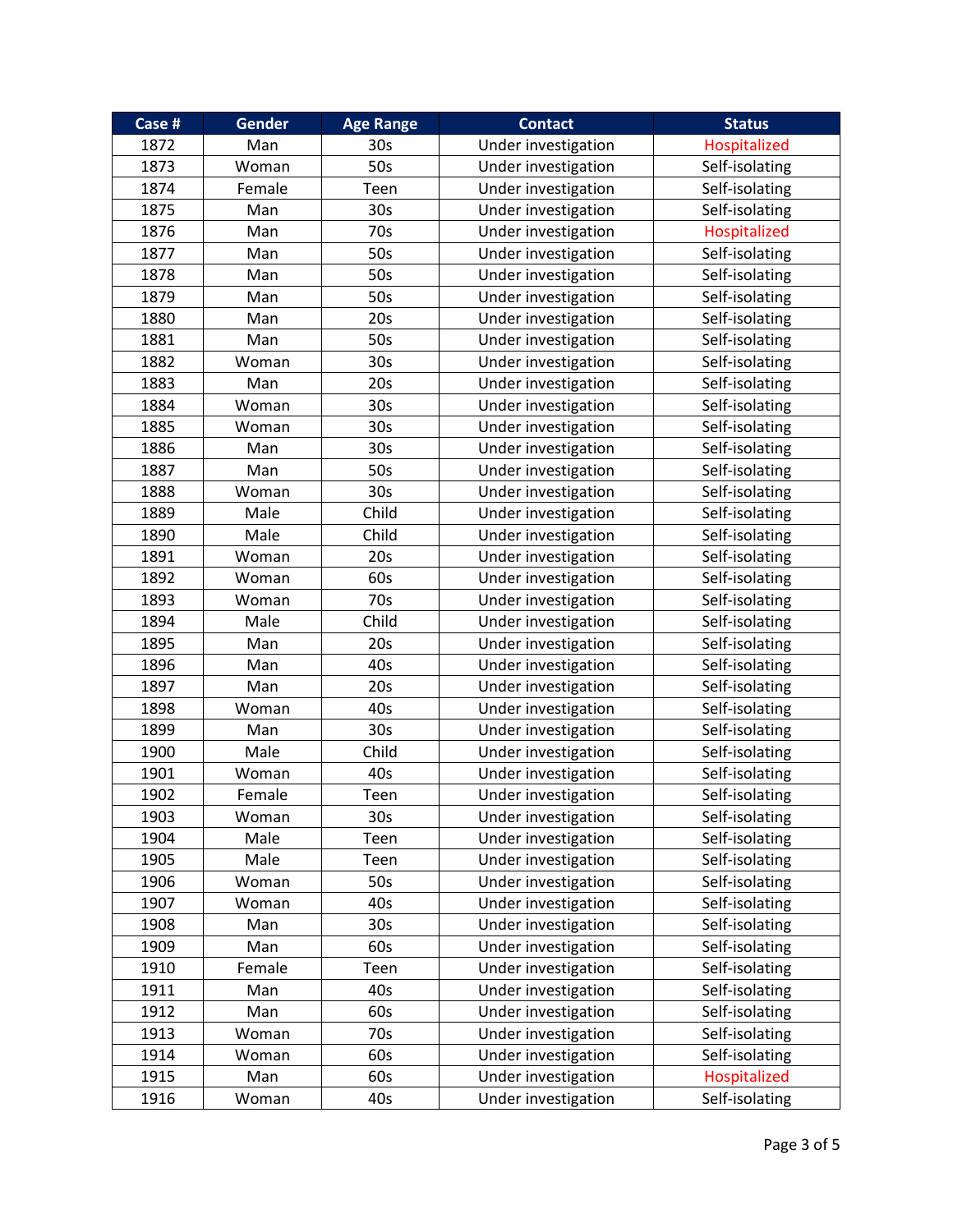| Case # | Gender | Age Range | Contact | Status |
|---|---|---|---|---|
| 1872 | Man | 30s | Under investigation | Hospitalized |
| 1873 | Woman | 50s | Under investigation | Self-isolating |
| 1874 | Female | Teen | Under investigation | Self-isolating |
| 1875 | Man | 30s | Under investigation | Self-isolating |
| 1876 | Man | 70s | Under investigation | Hospitalized |
| 1877 | Man | 50s | Under investigation | Self-isolating |
| 1878 | Man | 50s | Under investigation | Self-isolating |
| 1879 | Man | 50s | Under investigation | Self-isolating |
| 1880 | Man | 20s | Under investigation | Self-isolating |
| 1881 | Man | 50s | Under investigation | Self-isolating |
| 1882 | Woman | 30s | Under investigation | Self-isolating |
| 1883 | Man | 20s | Under investigation | Self-isolating |
| 1884 | Woman | 30s | Under investigation | Self-isolating |
| 1885 | Woman | 30s | Under investigation | Self-isolating |
| 1886 | Man | 30s | Under investigation | Self-isolating |
| 1887 | Man | 50s | Under investigation | Self-isolating |
| 1888 | Woman | 30s | Under investigation | Self-isolating |
| 1889 | Male | Child | Under investigation | Self-isolating |
| 1890 | Male | Child | Under investigation | Self-isolating |
| 1891 | Woman | 20s | Under investigation | Self-isolating |
| 1892 | Woman | 60s | Under investigation | Self-isolating |
| 1893 | Woman | 70s | Under investigation | Self-isolating |
| 1894 | Male | Child | Under investigation | Self-isolating |
| 1895 | Man | 20s | Under investigation | Self-isolating |
| 1896 | Man | 40s | Under investigation | Self-isolating |
| 1897 | Man | 20s | Under investigation | Self-isolating |
| 1898 | Woman | 40s | Under investigation | Self-isolating |
| 1899 | Man | 30s | Under investigation | Self-isolating |
| 1900 | Male | Child | Under investigation | Self-isolating |
| 1901 | Woman | 40s | Under investigation | Self-isolating |
| 1902 | Female | Teen | Under investigation | Self-isolating |
| 1903 | Woman | 30s | Under investigation | Self-isolating |
| 1904 | Male | Teen | Under investigation | Self-isolating |
| 1905 | Male | Teen | Under investigation | Self-isolating |
| 1906 | Woman | 50s | Under investigation | Self-isolating |
| 1907 | Woman | 40s | Under investigation | Self-isolating |
| 1908 | Man | 30s | Under investigation | Self-isolating |
| 1909 | Man | 60s | Under investigation | Self-isolating |
| 1910 | Female | Teen | Under investigation | Self-isolating |
| 1911 | Man | 40s | Under investigation | Self-isolating |
| 1912 | Man | 60s | Under investigation | Self-isolating |
| 1913 | Woman | 70s | Under investigation | Self-isolating |
| 1914 | Woman | 60s | Under investigation | Self-isolating |
| 1915 | Man | 60s | Under investigation | Hospitalized |
| 1916 | Woman | 40s | Under investigation | Self-isolating |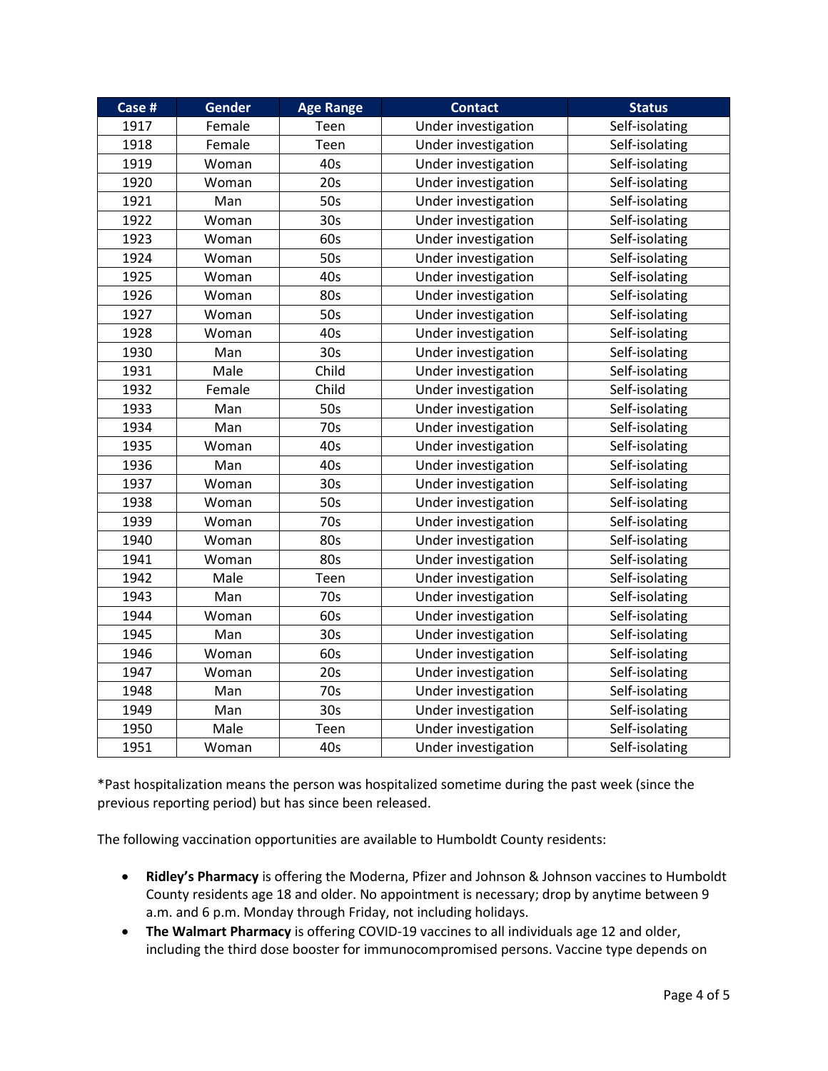| Case # | Gender | Age Range | Contact | Status |
|---|---|---|---|---|
| 1917 | Female | Teen | Under investigation | Self-isolating |
| 1918 | Female | Teen | Under investigation | Self-isolating |
| 1919 | Woman | 40s | Under investigation | Self-isolating |
| 1920 | Woman | 20s | Under investigation | Self-isolating |
| 1921 | Man | 50s | Under investigation | Self-isolating |
| 1922 | Woman | 30s | Under investigation | Self-isolating |
| 1923 | Woman | 60s | Under investigation | Self-isolating |
| 1924 | Woman | 50s | Under investigation | Self-isolating |
| 1925 | Woman | 40s | Under investigation | Self-isolating |
| 1926 | Woman | 80s | Under investigation | Self-isolating |
| 1927 | Woman | 50s | Under investigation | Self-isolating |
| 1928 | Woman | 40s | Under investigation | Self-isolating |
| 1930 | Man | 30s | Under investigation | Self-isolating |
| 1931 | Male | Child | Under investigation | Self-isolating |
| 1932 | Female | Child | Under investigation | Self-isolating |
| 1933 | Man | 50s | Under investigation | Self-isolating |
| 1934 | Man | 70s | Under investigation | Self-isolating |
| 1935 | Woman | 40s | Under investigation | Self-isolating |
| 1936 | Man | 40s | Under investigation | Self-isolating |
| 1937 | Woman | 30s | Under investigation | Self-isolating |
| 1938 | Woman | 50s | Under investigation | Self-isolating |
| 1939 | Woman | 70s | Under investigation | Self-isolating |
| 1940 | Woman | 80s | Under investigation | Self-isolating |
| 1941 | Woman | 80s | Under investigation | Self-isolating |
| 1942 | Male | Teen | Under investigation | Self-isolating |
| 1943 | Man | 70s | Under investigation | Self-isolating |
| 1944 | Woman | 60s | Under investigation | Self-isolating |
| 1945 | Man | 30s | Under investigation | Self-isolating |
| 1946 | Woman | 60s | Under investigation | Self-isolating |
| 1947 | Woman | 20s | Under investigation | Self-isolating |
| 1948 | Man | 70s | Under investigation | Self-isolating |
| 1949 | Man | 30s | Under investigation | Self-isolating |
| 1950 | Male | Teen | Under investigation | Self-isolating |
| 1951 | Woman | 40s | Under investigation | Self-isolating |

*Past hospitalization means the person was hospitalized sometime during the past week (since the previous reporting period) but has since been released.

The following vaccination opportunities are available to Humboldt County residents:

- **Ridley's Pharmacy** is offering the Moderna, Pfizer and Johnson & Johnson vaccines to Humboldt County residents age 18 and older. No appointment is necessary; drop by anytime between 9 a.m. and 6 p.m. Monday through Friday, not including holidays.
- **The Walmart Pharmacy** is offering COVID-19 vaccines to all individuals age 12 and older, including the third dose booster for immunocompromised persons. Vaccine type depends on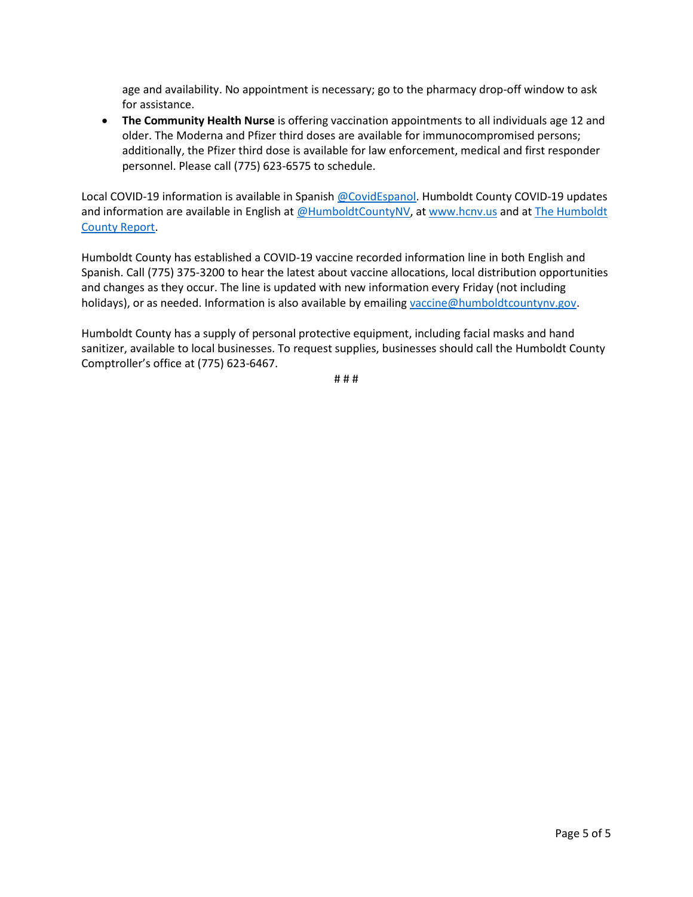age and availability. No appointment is necessary; go to the pharmacy drop-off window to ask for assistance.

- **The Community Health Nurse** is offering vaccination appointments to all individuals age 12 and older. The Moderna and Pfizer third doses are available for immunocompromised persons; additionally, the Pfizer third dose is available for law enforcement, medical and first responder personnel. Please call (775) 623-6575 to schedule.

Local COVID-19 information is available in Spanish @CovidEspanol. Humboldt County COVID-19 updates and information are available in English at @HumboldtCountyNV, at www.hcnv.us and at The Humboldt County Report.

Humboldt County has established a COVID-19 vaccine recorded information line in both English and Spanish. Call (775) 375-3200 to hear the latest about vaccine allocations, local distribution opportunities and changes as they occur. The line is updated with new information every Friday (not including holidays), or as needed. Information is also available by emailing vaccine@humboldtcountynv.gov.

Humboldt County has a supply of personal protective equipment, including facial masks and hand sanitizer, available to local businesses. To request supplies, businesses should call the Humboldt County Comptroller's office at (775) 623-6467.

# # #